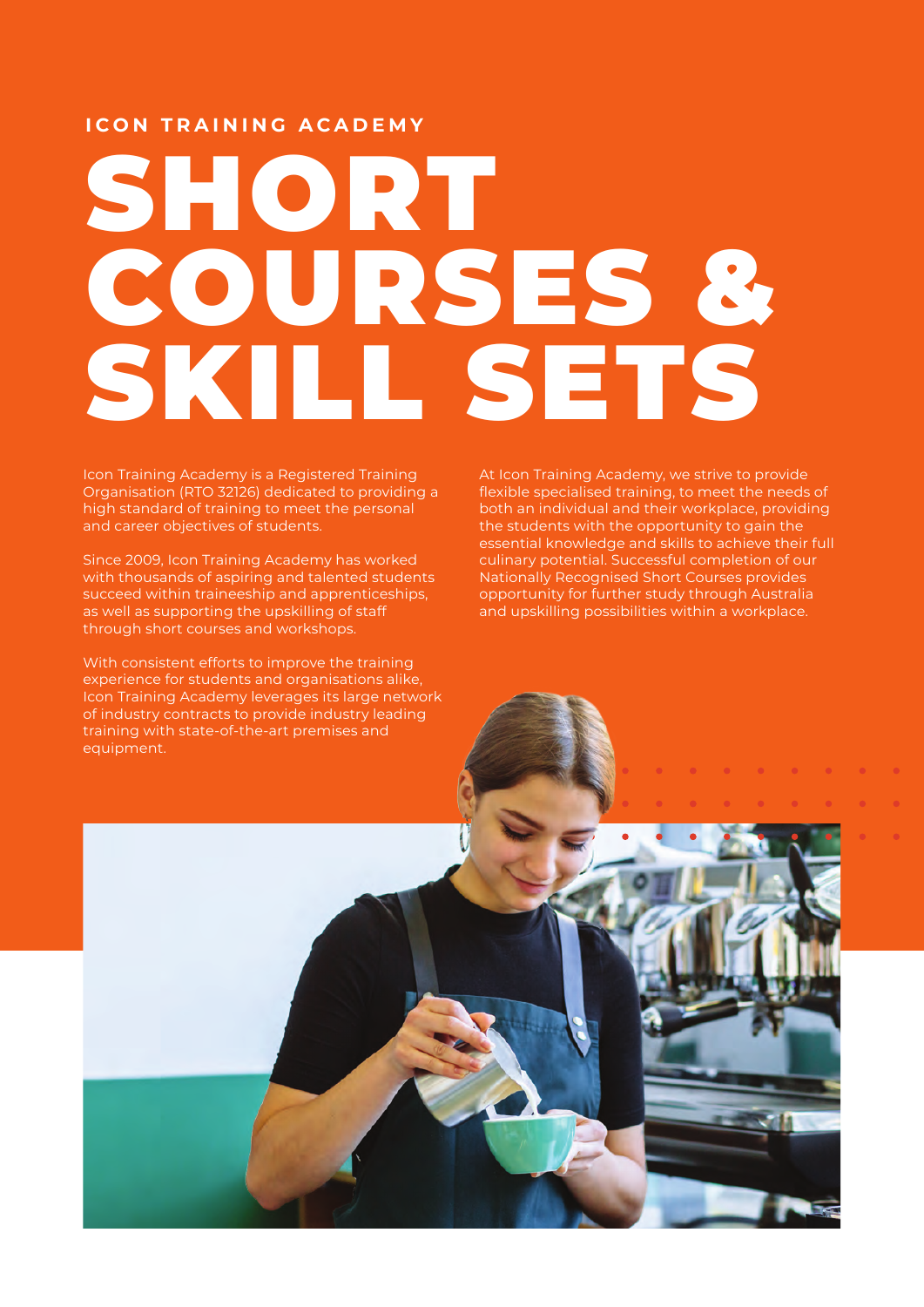**ICON TRAINING ACADEMY**

# SHORT COURSES & SKILL SETS

Icon Training Academy is a Registered Training Organisation (RTO 32126) dedicated to providing a high standard of training to meet the personal and career objectives of students.

Since 2009, Icon Training Academy has worked with thousands of aspiring and talented students succeed within traineeship and apprenticeships, as well as supporting the upskilling of staff through short courses and workshops.

With consistent efforts to improve the training experience for students and organisations alike, Icon Training Academy leverages its large network of industry contracts to provide industry leading training with state-of-the-art premises and equipment.

At Icon Training Academy, we strive to provide flexible specialised training, to meet the needs of both an individual and their workplace, providing the students with the opportunity to gain the essential knowledge and skills to achieve their full culinary potential. Successful completion of our Nationally Recognised Short Courses provides opportunity for further study through Australia and upskilling possibilities within a workplace.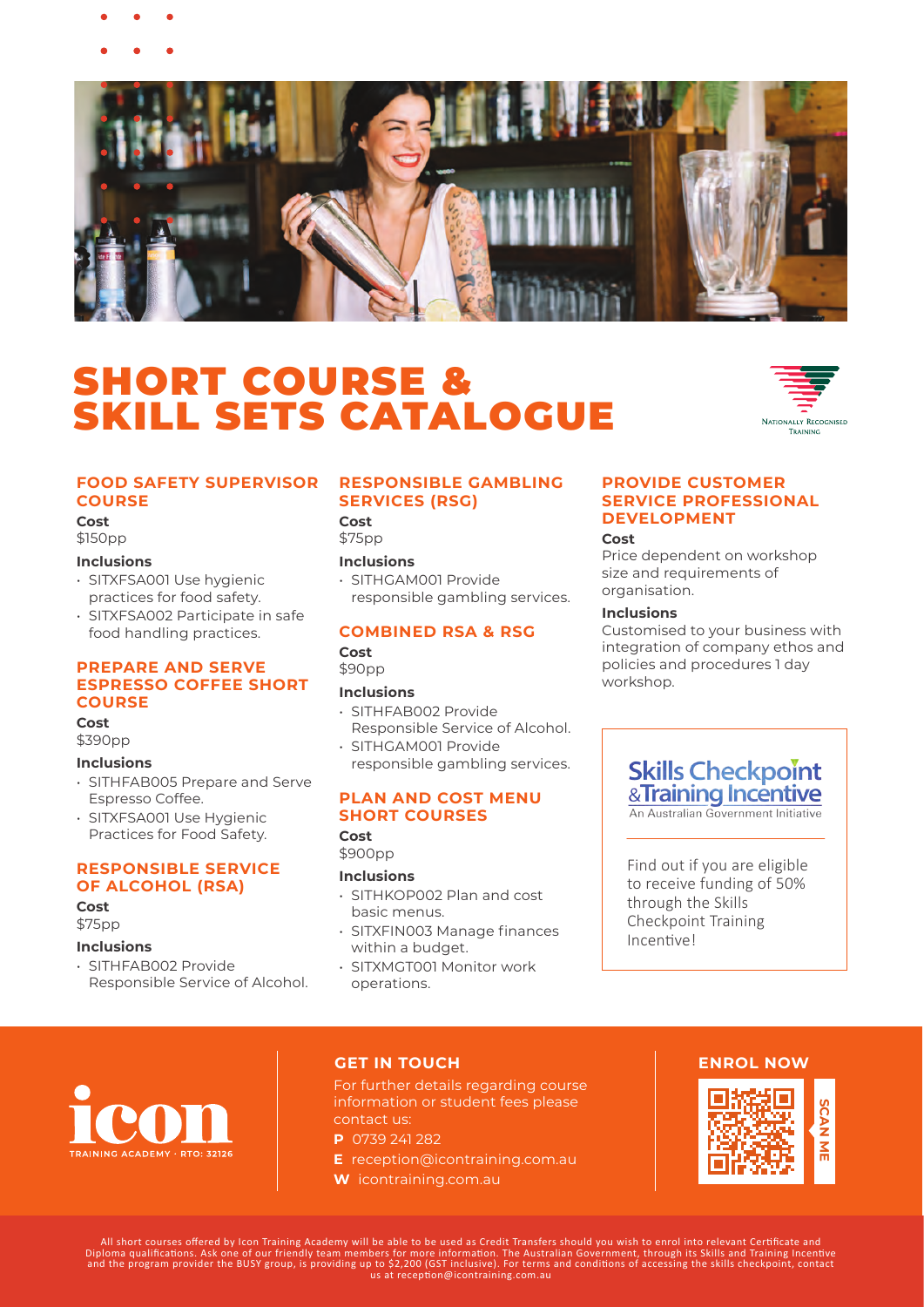# SHORT COURSE & SKILL SETS CATALOGUE

NATIONALLY RECOGNISED TRAINING

### FOOD SAFETY SUPERVISOR COURSE

**Cost**

$150pp

**Inclusions**

- SITXFSA001 Use hygienic practices for food safety.
- SITXFSA002 Participate in safe food handling practices.

### PREPARE AND SERVE ESPRESSO COFFEE SHORT COURSE

**Cost**

$390pp

**Inclusions**

- SITHFAB005 Prepare and Serve Espresso Coffee.
- SITXFSA001 Use Hygienic Practices for Food Safety.

### RESPONSIBLE SERVICE OF ALCOHOL (RSA)

**Cost**

$75pp

**Inclusions**

- SITHFAB002 Provide Responsible Service of Alcohol.

### RESPONSIBLE GAMBLING SERVICES (RSG)

**Cost**

$75pp

**Inclusions**

- SITHGAM001 Provide responsible gambling services.

### COMBINED RSA & RSG

**Cost**

$90pp

**Inclusions**

- SITHFAB002 Provide Responsible Service of Alcohol.
- SITHGAM001 Provide responsible gambling services.

### PLAN AND COST MENU SHORT COURSES

**Cost**

$900pp

**Inclusions**

- SITHKOP002 Plan and cost basic menus.
- SITXFIN003 Manage finances within a budget.
- SITXMGT001 Monitor work operations.

### PROVIDE CUSTOMER SERVICE PROFESSIONAL DEVELOPMENT

**Cost**

Price dependent on workshop size and requirements of organisation.

**Inclusions**

Customised to your business with integration of company ethos and policies and procedures 1 day workshop.

**Skills Checkpoint & Training Incentive**

An Australian Government Initiative

Find out if you are eligible to receive funding of 50% through the Skills Checkpoint Training Incentive!

icon TRAINING ACADEMY · RTO: 32126

### GET IN TOUCH

For further details regarding course information or student fees please contact us:

**P** 0739 241 282

**E** reception@icontraining.com.au

**W** icontraining.com.au

### ENROL NOW

SCAN ME

All short courses offered by Icon Training Academy will be able to be used as Credit Transfers should you wish to enrol into relevant Certificate and Diploma qualifications. Ask one of our friendly team members for more information. The Australian Government, through its Skills and Training Incentive and the program provider the BUSY group, is providing up to $2,200 (GST inclusive). For terms and conditions of accessing the skills checkpoint, contact us at reception@icontraining.com.au